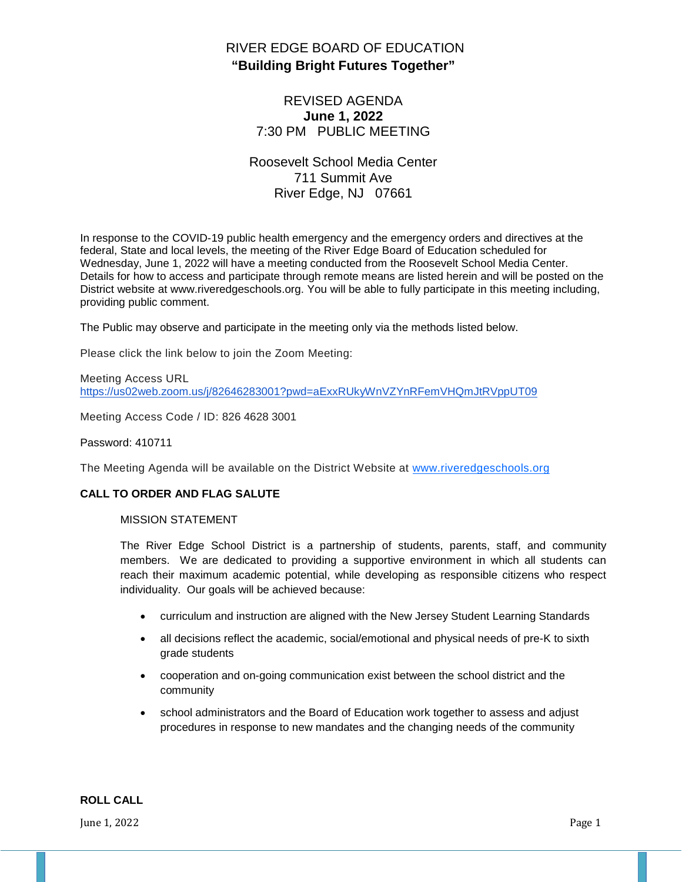# RIVER EDGE BOARD OF EDUCATION
**"Building Bright Futures Together"**

REVISED AGENDA
**June 1, 2022**
7:30 PM PUBLIC MEETING

Roosevelt School Media Center
711 Summit Ave
River Edge, NJ 07661

In response to the COVID-19 public health emergency and the emergency orders and directives at the federal, State and local levels, the meeting of the River Edge Board of Education scheduled for Wednesday, June 1, 2022 will have a meeting conducted from the Roosevelt School Media Center. Details for how to access and participate through remote means are listed herein and will be posted on the District website at www.riveredgeschools.org. You will be able to fully participate in this meeting including, providing public comment.

The Public may observe and participate in the meeting only via the methods listed below.

Please click the link below to join the Zoom Meeting:

Meeting Access URL
https://us02web.zoom.us/j/82646283001?pwd=aExxRUkyWnVZYnRFemVHQmJtRVppUT09

Meeting Access Code / ID: 826 4628 3001

Password: 410711

The Meeting Agenda will be available on the District Website at www.riveredgeschools.org

**CALL TO ORDER AND FLAG SALUTE**

MISSION STATEMENT

The River Edge School District is a partnership of students, parents, staff, and community members. We are dedicated to providing a supportive environment in which all students can reach their maximum academic potential, while developing as responsible citizens who respect individuality. Our goals will be achieved because:

- curriculum and instruction are aligned with the New Jersey Student Learning Standards
- all decisions reflect the academic, social/emotional and physical needs of pre-K to sixth grade students
- cooperation and on-going communication exist between the school district and the community
- school administrators and the Board of Education work together to assess and adjust procedures in response to new mandates and the changing needs of the community

**ROLL CALL**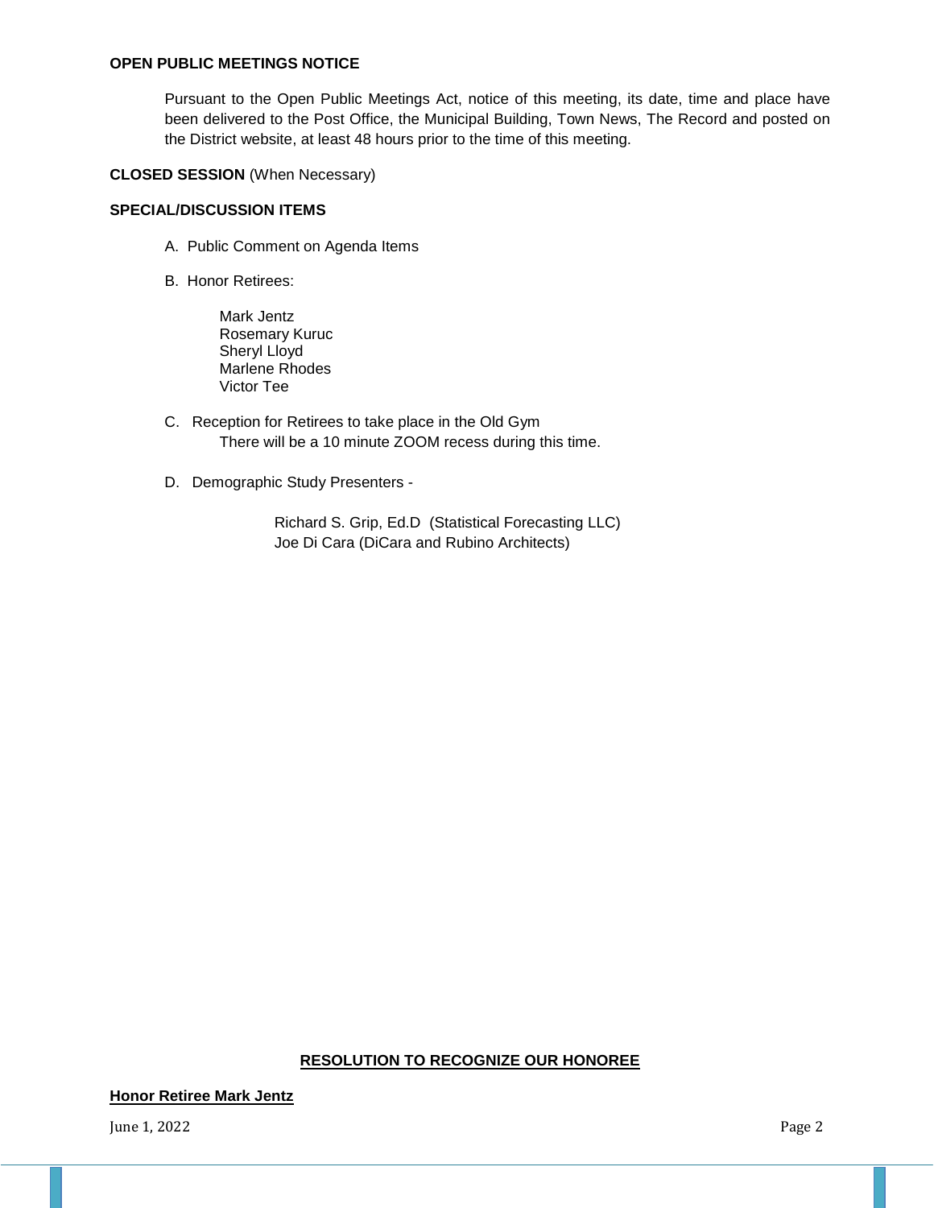**OPEN PUBLIC MEETINGS NOTICE**

Pursuant to the Open Public Meetings Act, notice of this meeting, its date, time and place have been delivered to the Post Office, the Municipal Building, Town News, The Record and posted on the District website, at least 48 hours prior to the time of this meeting.

**CLOSED SESSION** (When Necessary)

**SPECIAL/DISCUSSION ITEMS**

A. Public Comment on Agenda Items

B. Honor Retirees:

Mark Jentz
Rosemary Kuruc
Sheryl Lloyd
Marlene Rhodes
Victor Tee

C. Reception for Retirees to take place in the Old Gym
There will be a 10 minute ZOOM recess during this time.

D. Demographic Study Presenters -

Richard S. Grip, Ed.D (Statistical Forecasting LLC)
Joe Di Cara (DiCara and Rubino Architects)

**RESOLUTION TO RECOGNIZE OUR HONOREE**

**Honor Retiree Mark Jentz**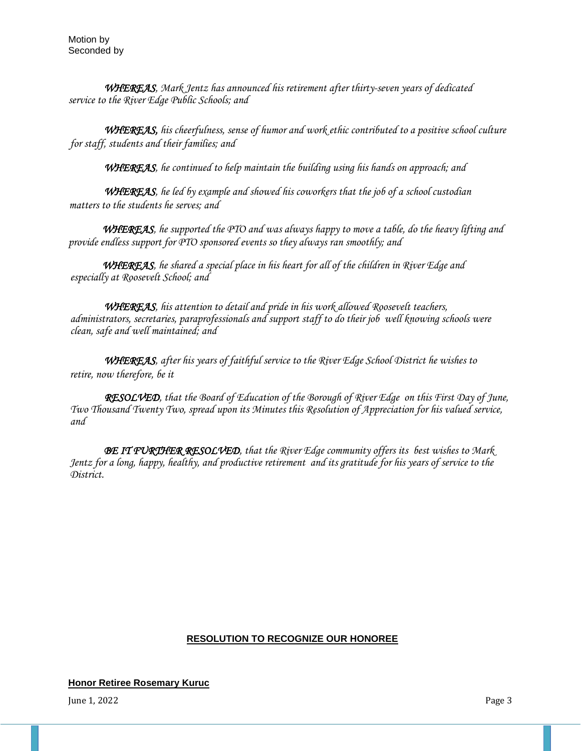Motion by
Seconded by

***WHEREAS***, *Mark Jentz has announced his retirement after thirty-seven years of dedicated service to the River Edge Public Schools; and*

***WHEREAS,*** *his cheerfulness, sense of humor and work ethic contributed to a positive school culture for staff, students and their families; and*

***WHEREAS***, *he continued to help maintain the building using his hands on approach; and*

***WHEREAS***, *he led by example and showed his coworkers that the job of a school custodian matters to the students he serves; and*

***WHEREAS***, *he supported the PTO and was always happy to move a table, do the heavy lifting and provide endless support for PTO sponsored events so they always ran smoothly; and*

***WHEREAS***, *he shared a special place in his heart for all of the children in River Edge and especially at Roosevelt School; and*

***WHEREAS***, *his attention to detail and pride in his work allowed Roosevelt teachers, administrators, secretaries, paraprofessionals and support staff to do their job well knowing schools were clean, safe and well maintained; and*

***WHEREAS***, *after his years of faithful service to the River Edge School District he wishes to retire, now therefore, be it*

***RESOLVED***, *that the Board of Education of the Borough of River Edge on this First Day of June, Two Thousand Twenty Two, spread upon its Minutes this Resolution of Appreciation for his valued service, and*

***BE IT FURTHER RESOLVED***, *that the River Edge community offers its best wishes to Mark Jentz for a long, happy, healthy, and productive retirement and its gratitude for his years of service to the District.*

**RESOLUTION TO RECOGNIZE OUR HONOREE**

**Honor Retiree Rosemary Kuruc**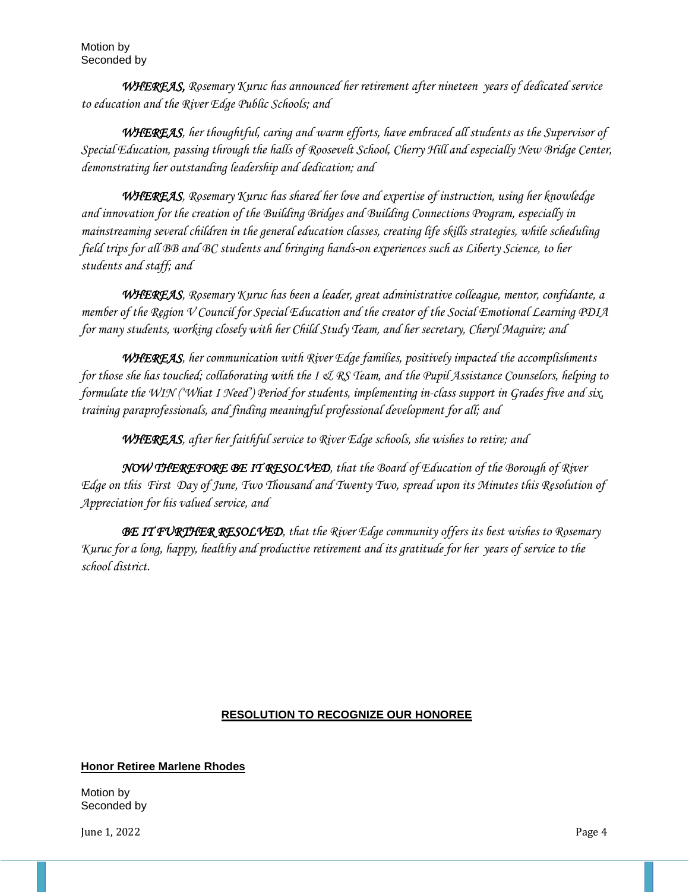Motion by
Seconded by

*__WHEREAS,__ Rosemary Kuruc has announced her retirement after nineteen years of dedicated service to education and the River Edge Public Schools; and*

*__WHEREAS__, her thoughtful, caring and warm efforts, have embraced all students as the Supervisor of Special Education, passing through the halls of Roosevelt School, Cherry Hill and especially New Bridge Center, demonstrating her outstanding leadership and dedication; and*

*__WHEREAS__, Rosemary Kuruc has shared her love and expertise of instruction, using her knowledge and innovation for the creation of the Building Bridges and Building Connections Program, especially in mainstreaming several children in the general education classes, creating life skills strategies, while scheduling field trips for all BB and BC students and bringing hands-on experiences such as Liberty Science, to her students and staff; and*

*__WHEREAS__, Rosemary Kuruc has been a leader, great administrative colleague, mentor, confidante, a member of the Region V Council for Special Education and the creator of the Social Emotional Learning PDIA for many students, working closely with her Child Study Team, and her secretary, Cheryl Maguire; and*

*__WHEREAS__, her communication with River Edge families, positively impacted the accomplishments for those she has touched; collaborating with the I & RS Team, and the Pupil Assistance Counselors, helping to formulate the WIN ('What I Need') Period for students, implementing in-class support in Grades five and six, training paraprofessionals, and finding meaningful professional development for all; and*

*__WHEREAS__, after her faithful service to River Edge schools, she wishes to retire; and*

*__NOW THEREFORE BE IT RESOLVED__, that the Board of Education of the Borough of River Edge on this First Day of June, Two Thousand and Twenty Two, spread upon its Minutes this Resolution of Appreciation for his valued service, and*

*__BE IT FURTHER RESOLVED__, that the River Edge community offers its best wishes to Rosemary Kuruc for a long, happy, healthy and productive retirement and its gratitude for her years of service to the school district.*

## RESOLUTION TO RECOGNIZE OUR HONOREE

**Honor Retiree Marlene Rhodes**

Motion by
Seconded by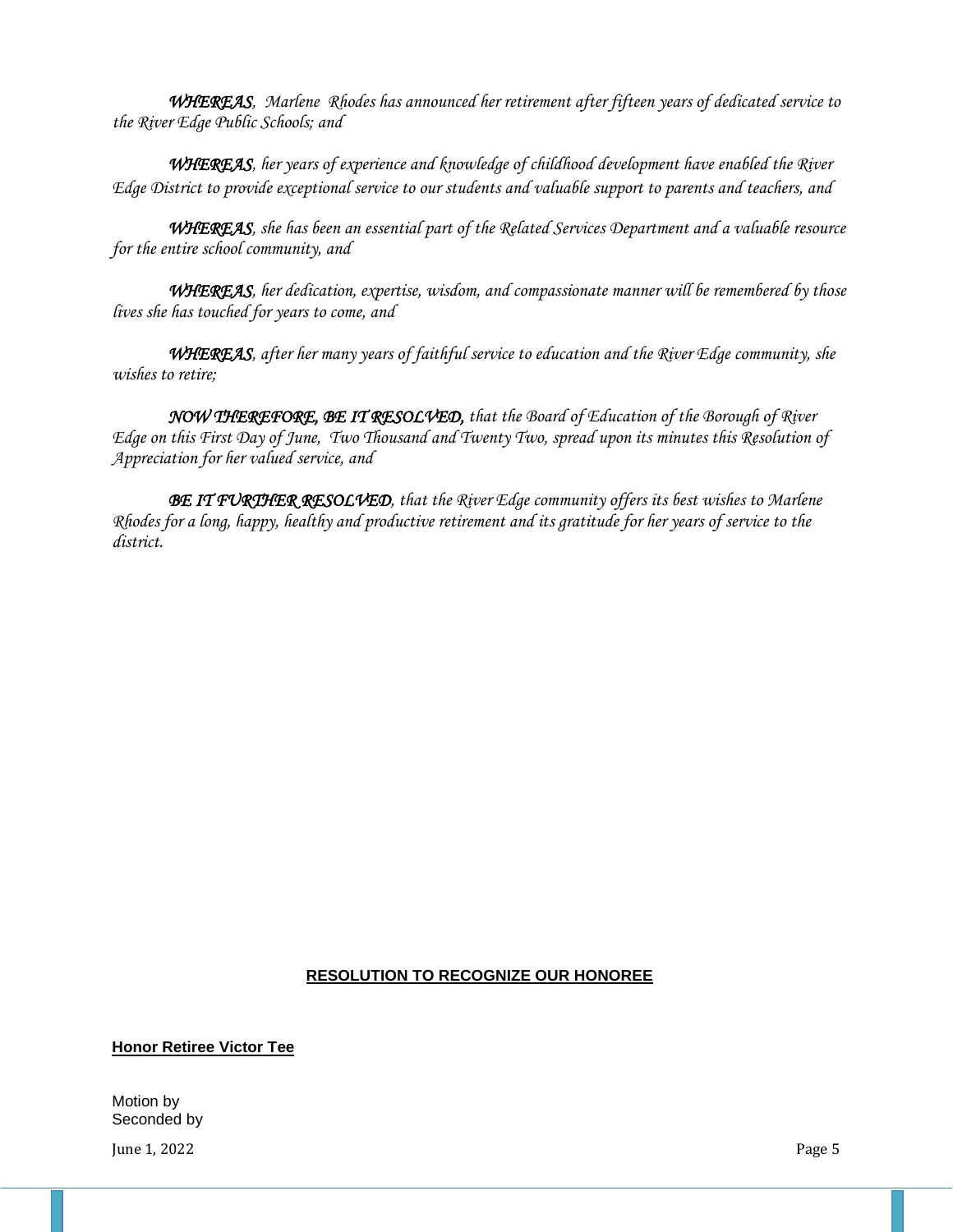*__WHEREAS__, Marlene Rhodes has announced her retirement after fifteen years of dedicated service to the River Edge Public Schools; and*

*__WHEREAS__, her years of experience and knowledge of childhood development have enabled the River Edge District to provide exceptional service to our students and valuable support to parents and teachers, and*

*__WHEREAS__, she has been an essential part of the Related Services Department and a valuable resource for the entire school community, and*

*__WHEREAS__, her dedication, expertise, wisdom, and compassionate manner will be remembered by those lives she has touched for years to come, and*

*__WHEREAS__, after her many years of faithful service to education and the River Edge community, she wishes to retire;*

***NOW THEREFORE, BE IT RESOLVED,** that the Board of Education of the Borough of River Edge on this First Day of June, Two Thousand and Twenty Two, spread upon its minutes this Resolution of Appreciation for her valued service, and*

***BE IT FURTHER RESOLVED**, that the River Edge community offers its best wishes to Marlene Rhodes for a long, happy, healthy and productive retirement and its gratitude for her years of service to the district.*

## **RESOLUTION TO RECOGNIZE OUR HONOREE**

**Honor Retiree Victor Tee**

Motion by
Seconded by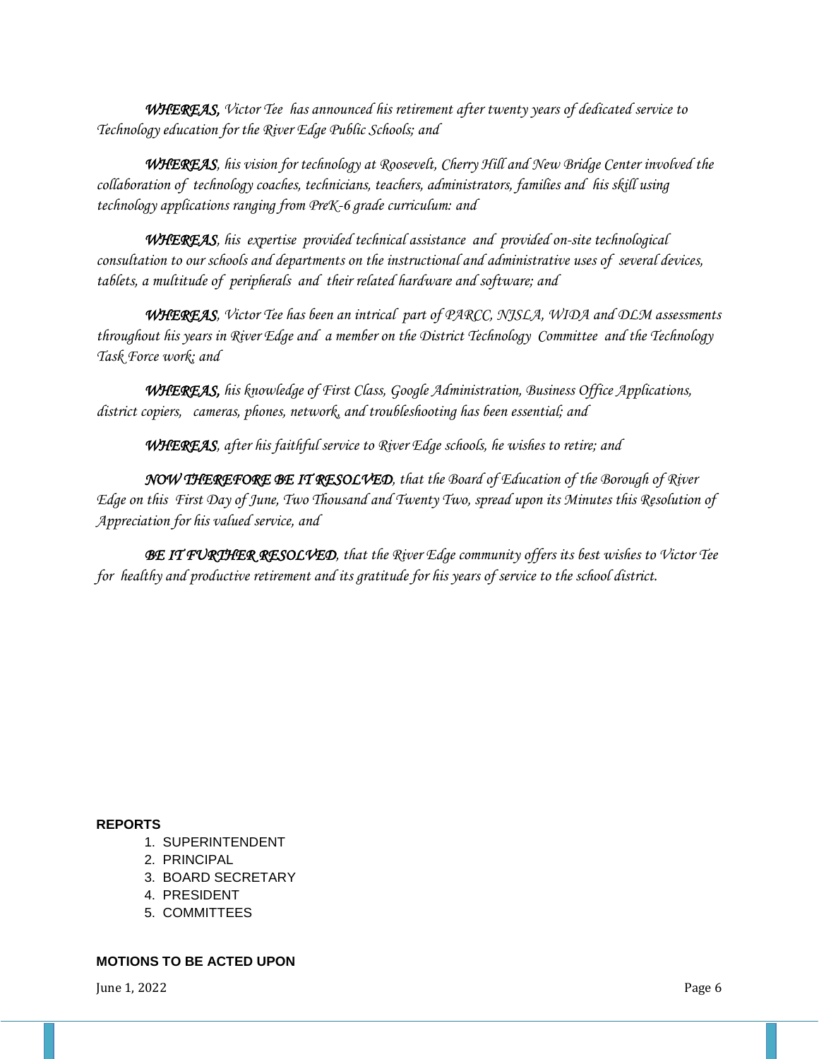***WHEREAS,*** *Victor Tee has announced his retirement after twenty years of dedicated service to Technology education for the River Edge Public Schools; and*

***WHEREAS****, his vision for technology at Roosevelt, Cherry Hill and New Bridge Center involved the collaboration of technology coaches, technicians, teachers, administrators, families and his skill using technology applications ranging from PreK-6 grade curriculum: and*

***WHEREAS****, his expertise provided technical assistance and provided on-site technological consultation to our schools and departments on the instructional and administrative uses of several devices, tablets, a multitude of peripherals and their related hardware and software; and*

***WHEREAS****, Victor Tee has been an intrical part of PARCC, NJSLA, WIDA and DLM assessments throughout his years in River Edge and a member on the District Technology Committee and the Technology Task Force work; and*

***WHEREAS,*** *his knowledge of First Class, Google Administration, Business Office Applications, district copiers, cameras, phones, network, and troubleshooting has been essential; and*

***WHEREAS****, after his faithful service to River Edge schools, he wishes to retire; and*

***NOW THEREFORE BE IT RESOLVED****, that the Board of Education of the Borough of River Edge on this First Day of June, Two Thousand and Twenty Two, spread upon its Minutes this Resolution of Appreciation for his valued service, and*

***BE IT FURTHER RESOLVED****, that the River Edge community offers its best wishes to Victor Tee for healthy and productive retirement and its gratitude for his years of service to the school district.*

**REPORTS**

1. SUPERINTENDENT
2. PRINCIPAL
3. BOARD SECRETARY
4. PRESIDENT
5. COMMITTEES

**MOTIONS TO BE ACTED UPON**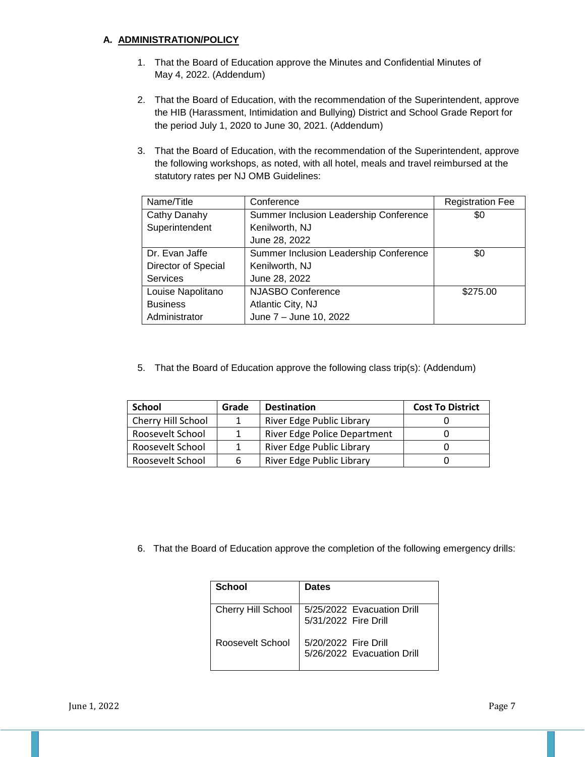**A. ADMINISTRATION/POLICY**

1. That the Board of Education approve the Minutes and Confidential Minutes of May 4, 2022. (Addendum)

2. That the Board of Education, with the recommendation of the Superintendent, approve the HIB (Harassment, Intimidation and Bullying) District and School Grade Report for the period July 1, 2020 to June 30, 2021. (Addendum)

3. That the Board of Education, with the recommendation of the Superintendent, approve the following workshops, as noted, with all hotel, meals and travel reimbursed at the statutory rates per NJ OMB Guidelines:

| Name/Title | Conference | Registration Fee |
|---|---|---|
| Cathy Danahy<br>Superintendent | Summer Inclusion Leadership Conference<br>Kenilworth, NJ<br>June 28, 2022 | $0 |
| Dr. Evan Jaffe<br>Director of Special Services | Summer Inclusion Leadership Conference<br>Kenilworth, NJ<br>June 28, 2022 | $0 |
| Louise Napolitano<br>Business Administrator | NJASBO Conference<br>Atlantic City, NJ<br>June 7 – June 10, 2022 | $275.00 |

5. That the Board of Education approve the following class trip(s): (Addendum)

| School | Grade | Destination | Cost To District |
|---|---|---|---|
| Cherry Hill School | 1 | River Edge Public Library | 0 |
| Roosevelt School | 1 | River Edge Police Department | 0 |
| Roosevelt School | 1 | River Edge Public Library | 0 |
| Roosevelt School | 6 | River Edge Public Library | 0 |

6. That the Board of Education approve the completion of the following emergency drills:

| School | Dates |
|---|---|
| Cherry Hill School | 5/25/2022 Evacuation Drill<br>5/31/2022 Fire Drill |
| Roosevelt School | 5/20/2022 Fire Drill<br>5/26/2022 Evacuation Drill |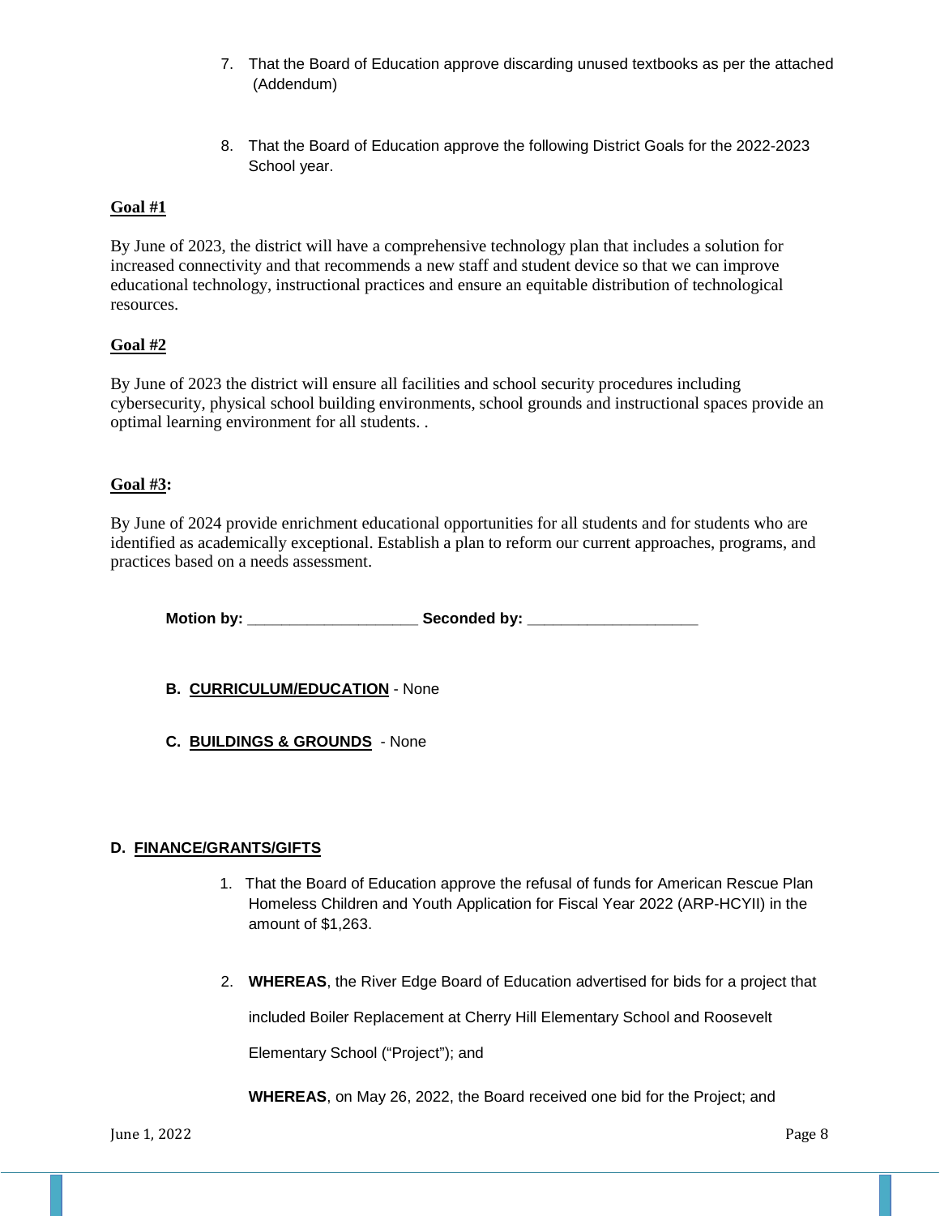7. That the Board of Education approve discarding unused textbooks as per the attached (Addendum)

8. That the Board of Education approve the following District Goals for the 2022-2023 School year.

**Goal #1**

By June of 2023, the district will have a comprehensive technology plan that includes a solution for increased connectivity and that recommends a new staff and student device so that we can improve educational technology, instructional practices and ensure an equitable distribution of technological resources.

**Goal #2**

By June of 2023 the district will ensure all facilities and school security procedures including cybersecurity, physical school building environments, school grounds and instructional spaces provide an optimal learning environment for all students. .

**Goal #3:**

By June of 2024 provide enrichment educational opportunities for all students and for students who are identified as academically exceptional. Establish a plan to reform our current approaches, programs, and practices based on a needs assessment.

**Motion by:** ____________________ **Seconded by:** ____________________

**B. CURRICULUM/EDUCATION** - None

**C. BUILDINGS & GROUNDS** - None

**D. FINANCE/GRANTS/GIFTS**

1. That the Board of Education approve the refusal of funds for American Rescue Plan Homeless Children and Youth Application for Fiscal Year 2022 (ARP-HCYII) in the amount of $1,263.

2. **WHEREAS**, the River Edge Board of Education advertised for bids for a project that included Boiler Replacement at Cherry Hill Elementary School and Roosevelt Elementary School ("Project"); and

   **WHEREAS**, on May 26, 2022, the Board received one bid for the Project; and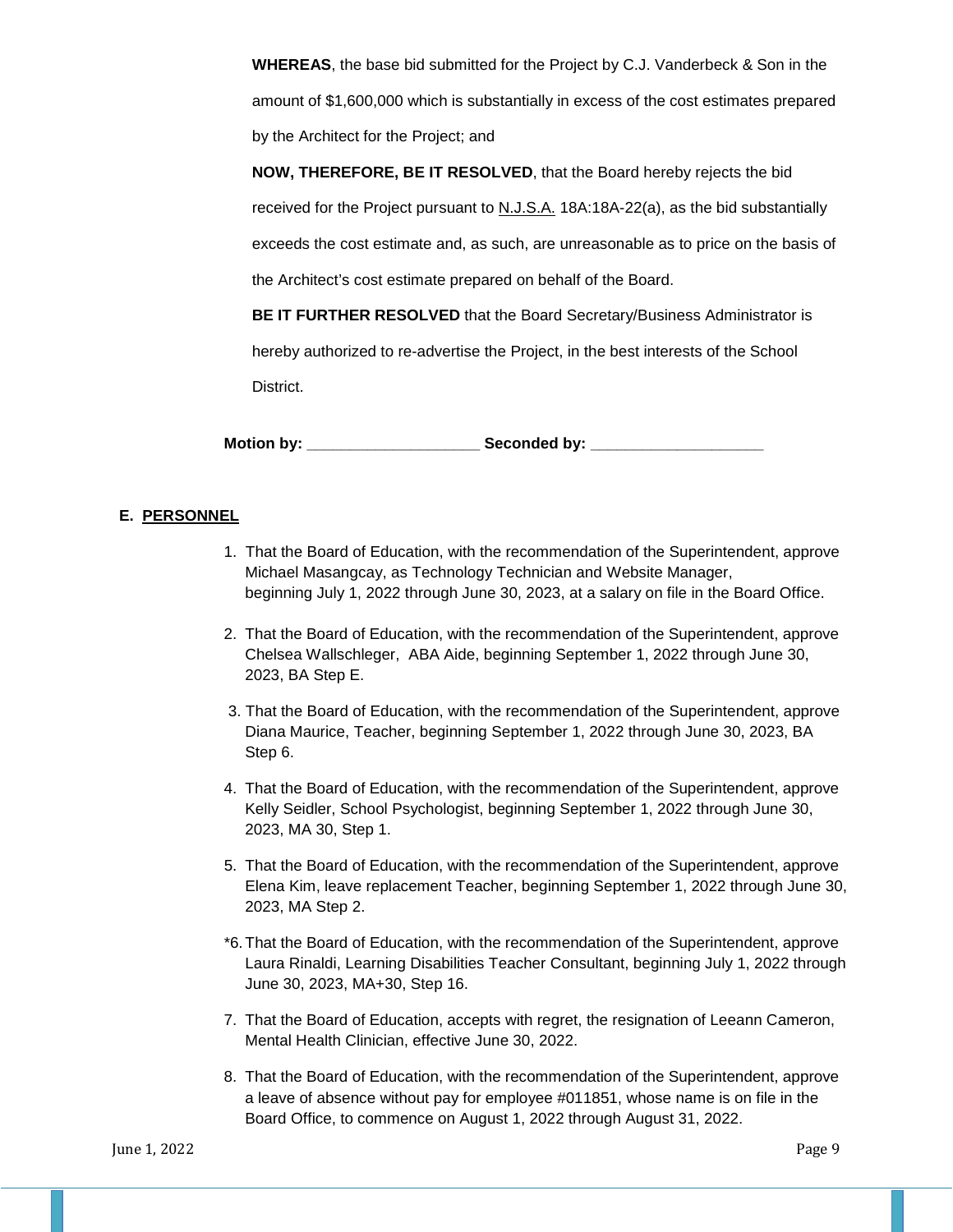**WHEREAS**, the base bid submitted for the Project by C.J. Vanderbeck & Son in the amount of $1,600,000 which is substantially in excess of the cost estimates prepared by the Architect for the Project; and

**NOW, THEREFORE, BE IT RESOLVED**, that the Board hereby rejects the bid received for the Project pursuant to N.J.S.A. 18A:18A-22(a), as the bid substantially exceeds the cost estimate and, as such, are unreasonable as to price on the basis of the Architect's cost estimate prepared on behalf of the Board.

**BE IT FURTHER RESOLVED** that the Board Secretary/Business Administrator is hereby authorized to re-advertise the Project, in the best interests of the School District.

**Motion by: ____________________ Seconded by: ____________________**

## E. PERSONNEL

1. That the Board of Education, with the recommendation of the Superintendent, approve Michael Masangcay, as Technology Technician and Website Manager, beginning July 1, 2022 through June 30, 2023, at a salary on file in the Board Office.

2. That the Board of Education, with the recommendation of the Superintendent, approve Chelsea Wallschleger, ABA Aide, beginning September 1, 2022 through June 30, 2023, BA Step E.

3. That the Board of Education, with the recommendation of the Superintendent, approve Diana Maurice, Teacher, beginning September 1, 2022 through June 30, 2023, BA Step 6.

4. That the Board of Education, with the recommendation of the Superintendent, approve Kelly Seidler, School Psychologist, beginning September 1, 2022 through June 30, 2023, MA 30, Step 1.

5. That the Board of Education, with the recommendation of the Superintendent, approve Elena Kim, leave replacement Teacher, beginning September 1, 2022 through June 30, 2023, MA Step 2.

*6. That the Board of Education, with the recommendation of the Superintendent, approve Laura Rinaldi, Learning Disabilities Teacher Consultant, beginning July 1, 2022 through June 30, 2023, MA+30, Step 16.

7. That the Board of Education, accepts with regret, the resignation of Leeann Cameron, Mental Health Clinician, effective June 30, 2022.

8. That the Board of Education, with the recommendation of the Superintendent, approve a leave of absence without pay for employee #011851, whose name is on file in the Board Office, to commence on August 1, 2022 through August 31, 2022.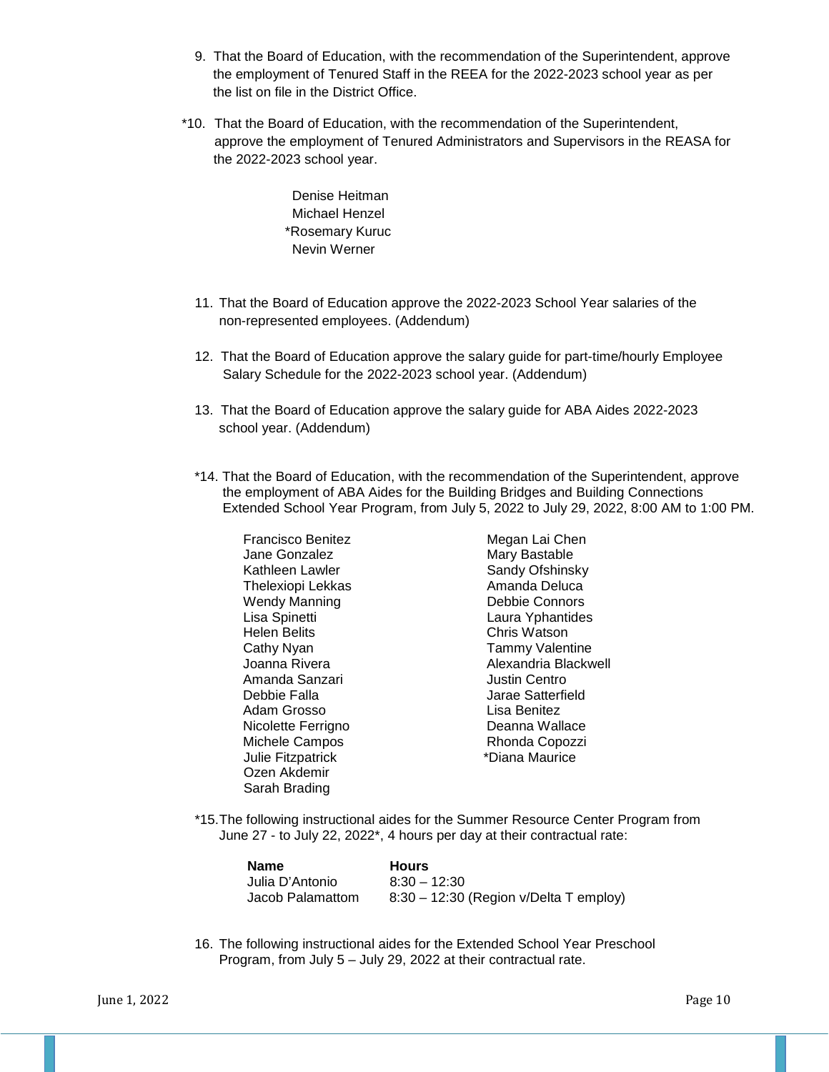9. That the Board of Education, with the recommendation of the Superintendent, approve the employment of Tenured Staff in the REEA for the 2022-2023 school year as per the list on file in the District Office.

*10. That the Board of Education, with the recommendation of the Superintendent, approve the employment of Tenured Administrators and Supervisors in the REASA for the 2022-2023 school year.

Denise Heitman
Michael Henzel
*Rosemary Kuruc
Nevin Werner

11. That the Board of Education approve the 2022-2023 School Year salaries of the non-represented employees. (Addendum)

12. That the Board of Education approve the salary guide for part-time/hourly Employee Salary Schedule for the 2022-2023 school year. (Addendum)

13. That the Board of Education approve the salary guide for ABA Aides 2022-2023 school year. (Addendum)

*14. That the Board of Education, with the recommendation of the Superintendent, approve the employment of ABA Aides for the Building Bridges and Building Connections Extended School Year Program, from July 5, 2022 to July 29, 2022, 8:00 AM to 1:00 PM.

Francisco Benitez
Jane Gonzalez
Kathleen Lawler
Thelexiopi Lekkas
Wendy Manning
Lisa Spinetti
Helen Belits
Cathy Nyan
Joanna Rivera
Amanda Sanzari
Debbie Falla
Adam Grosso
Nicolette Ferrigno
Michele Campos
Julie Fitzpatrick
Ozen Akdemir
Sarah Brading
Megan Lai Chen
Mary Bastable
Sandy Ofshinsky
Amanda Deluca
Debbie Connors
Laura Yphantides
Chris Watson
Tammy Valentine
Alexandria Blackwell
Justin Centro
Jarae Satterfield
Lisa Benitez
Deanna Wallace
Rhonda Copozzi
*Diana Maurice

*15. The following instructional aides for the Summer Resource Center Program from June 27 - to July 22, 2022*, 4 hours per day at their contractual rate:

| Name | Hours |
|---|---|
| Julia D'Antonio | 8:30 – 12:30 |
| Jacob Palamattom | 8:30 – 12:30 (Region v/Delta T employ) |

16. The following instructional aides for the Extended School Year Preschool Program, from July 5 – July 29, 2022 at their contractual rate.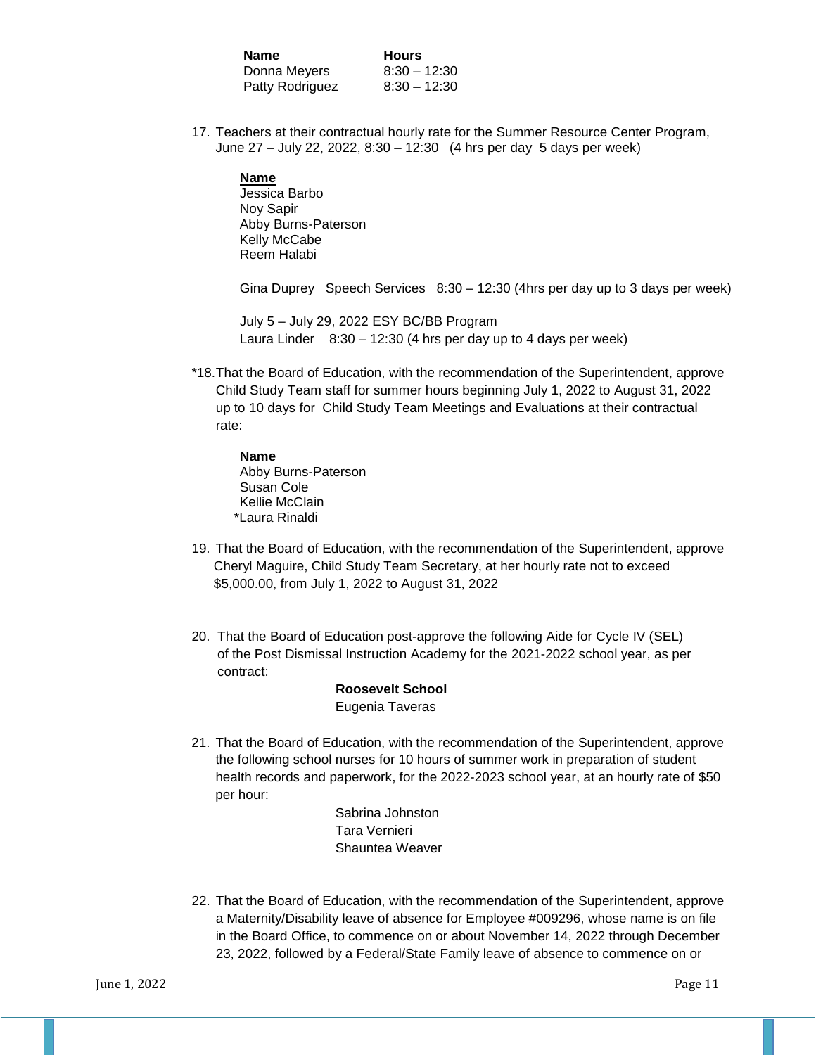| **Name** | **Hours** |
| --- | --- |
| Donna Meyers | 8:30 – 12:30 |
| Patty Rodriguez | 8:30 – 12:30 |

17. Teachers at their contractual hourly rate for the Summer Resource Center Program, June 27 – July 22, 2022, 8:30 – 12:30 (4 hrs per day 5 days per week)

    **Name**
    Jessica Barbo
    Noy Sapir
    Abby Burns-Paterson
    Kelly McCabe
    Reem Halabi

    Gina Duprey Speech Services 8:30 – 12:30 (4hrs per day up to 3 days per week)

    July 5 – July 29, 2022 ESY BC/BB Program
    Laura Linder 8:30 – 12:30 (4 hrs per day up to 4 days per week)

*18. That the Board of Education, with the recommendation of the Superintendent, approve Child Study Team staff for summer hours beginning July 1, 2022 to August 31, 2022 up to 10 days for Child Study Team Meetings and Evaluations at their contractual rate:

    **Name**
    Abby Burns-Paterson
    Susan Cole
    Kellie McClain
    *Laura Rinaldi

19. That the Board of Education, with the recommendation of the Superintendent, approve Cheryl Maguire, Child Study Team Secretary, at her hourly rate not to exceed $5,000.00, from July 1, 2022 to August 31, 2022

20. That the Board of Education post-approve the following Aide for Cycle IV (SEL) of the Post Dismissal Instruction Academy for the 2021-2022 school year, as per contract:

    **Roosevelt School**
    Eugenia Taveras

21. That the Board of Education, with the recommendation of the Superintendent, approve the following school nurses for 10 hours of summer work in preparation of student health records and paperwork, for the 2022-2023 school year, at an hourly rate of $50 per hour:

    Sabrina Johnston
    Tara Vernieri
    Shauntea Weaver

22. That the Board of Education, with the recommendation of the Superintendent, approve a Maternity/Disability leave of absence for Employee #009296, whose name is on file in the Board Office, to commence on or about November 14, 2022 through December 23, 2022, followed by a Federal/State Family leave of absence to commence on or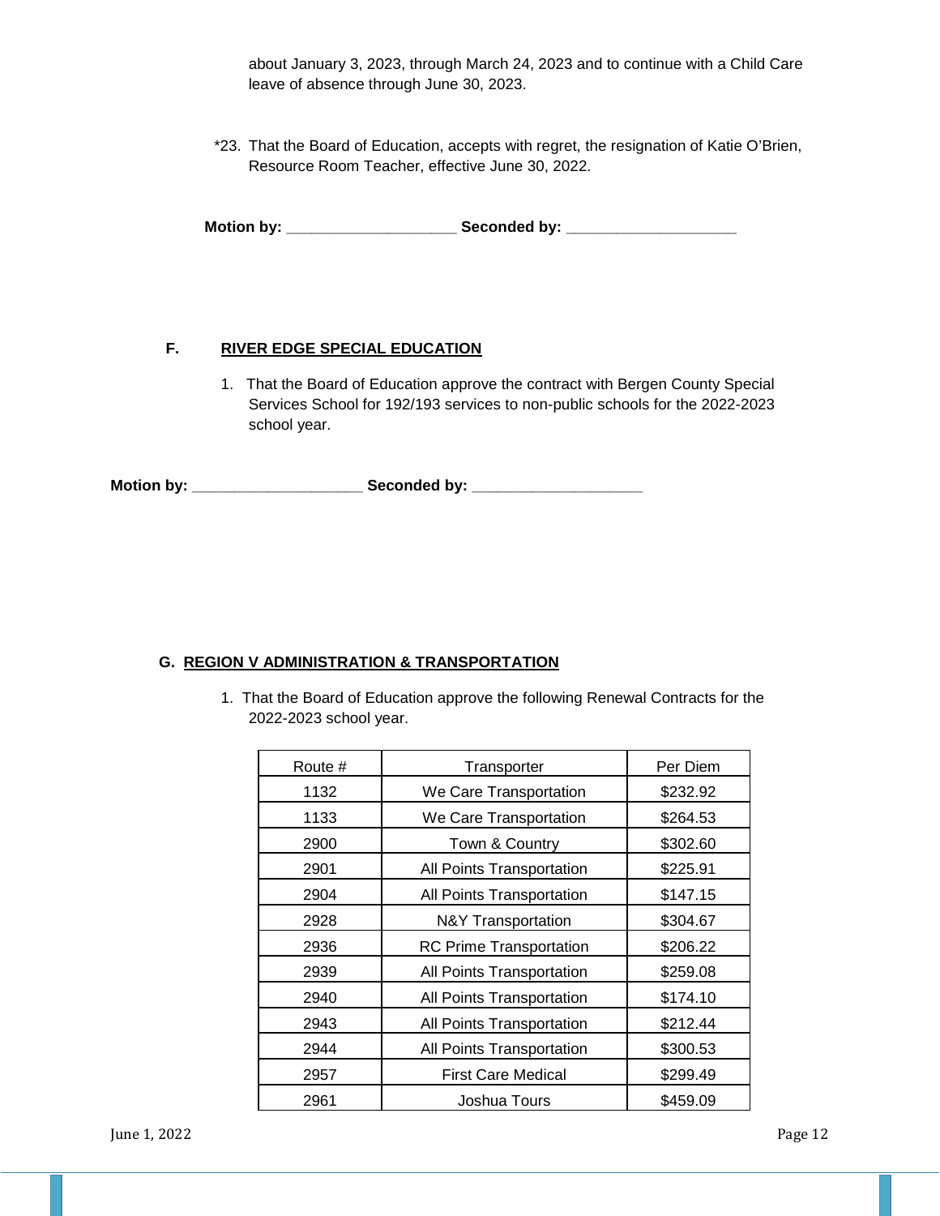about January 3, 2023, through March 24, 2023 and to continue with a Child Care leave of absence through June 30, 2023.

*23. That the Board of Education, accepts with regret, the resignation of Katie O'Brien, Resource Room Teacher, effective June 30, 2022.

**Motion by: ____________________ Seconded by: ____________________**

**F. RIVER EDGE SPECIAL EDUCATION**

1. That the Board of Education approve the contract with Bergen County Special Services School for 192/193 services to non-public schools for the 2022-2023 school year.

**Motion by: ____________________ Seconded by: ____________________**

**G. REGION V ADMINISTRATION & TRANSPORTATION**

1. That the Board of Education approve the following Renewal Contracts for the 2022-2023 school year.

| Route # | Transporter | Per Diem |
|---|---|---|
| 1132 | We Care Transportation | $232.92 |
| 1133 | We Care Transportation | $264.53 |
| 2900 | Town & Country | $302.60 |
| 2901 | All Points Transportation | $225.91 |
| 2904 | All Points Transportation | $147.15 |
| 2928 | N&Y Transportation | $304.67 |
| 2936 | RC Prime Transportation | $206.22 |
| 2939 | All Points Transportation | $259.08 |
| 2940 | All Points Transportation | $174.10 |
| 2943 | All Points Transportation | $212.44 |
| 2944 | All Points Transportation | $300.53 |
| 2957 | First Care Medical | $299.49 |
| 2961 | Joshua Tours | $459.09 |

June 1, 2022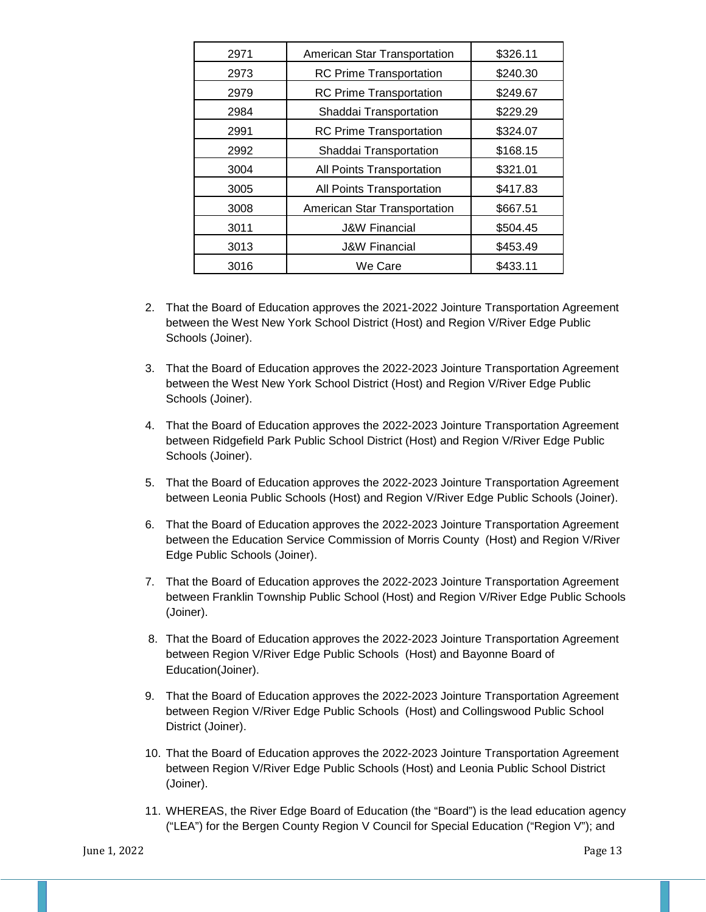| 2971 | American Star Transportation | $326.11 |
|---|---|---|
| 2973 | RC Prime Transportation | $240.30 |
| 2979 | RC Prime Transportation | $249.67 |
| 2984 | Shaddai Transportation | $229.29 |
| 2991 | RC Prime Transportation | $324.07 |
| 2992 | Shaddai Transportation | $168.15 |
| 3004 | All Points Transportation | $321.01 |
| 3005 | All Points Transportation | $417.83 |
| 3008 | American Star Transportation | $667.51 |
| 3011 | J&W Financial | $504.45 |
| 3013 | J&W Financial | $453.49 |
| 3016 | We Care | $433.11 |

2. That the Board of Education approves the 2021-2022 Jointure Transportation Agreement between the West New York School District (Host) and Region V/River Edge Public Schools (Joiner).

3. That the Board of Education approves the 2022-2023 Jointure Transportation Agreement between the West New York School District (Host) and Region V/River Edge Public Schools (Joiner).

4. That the Board of Education approves the 2022-2023 Jointure Transportation Agreement between Ridgefield Park Public School District (Host) and Region V/River Edge Public Schools (Joiner).

5. That the Board of Education approves the 2022-2023 Jointure Transportation Agreement between Leonia Public Schools (Host) and Region V/River Edge Public Schools (Joiner).

6. That the Board of Education approves the 2022-2023 Jointure Transportation Agreement between the Education Service Commission of Morris County (Host) and Region V/River Edge Public Schools (Joiner).

7. That the Board of Education approves the 2022-2023 Jointure Transportation Agreement between Franklin Township Public School (Host) and Region V/River Edge Public Schools (Joiner).

8. That the Board of Education approves the 2022-2023 Jointure Transportation Agreement between Region V/River Edge Public Schools (Host) and Bayonne Board of Education(Joiner).

9. That the Board of Education approves the 2022-2023 Jointure Transportation Agreement between Region V/River Edge Public Schools (Host) and Collingswood Public School District (Joiner).

10. That the Board of Education approves the 2022-2023 Jointure Transportation Agreement between Region V/River Edge Public Schools (Host) and Leonia Public School District (Joiner).

11. WHEREAS, the River Edge Board of Education (the "Board") is the lead education agency ("LEA") for the Bergen County Region V Council for Special Education ("Region V"); and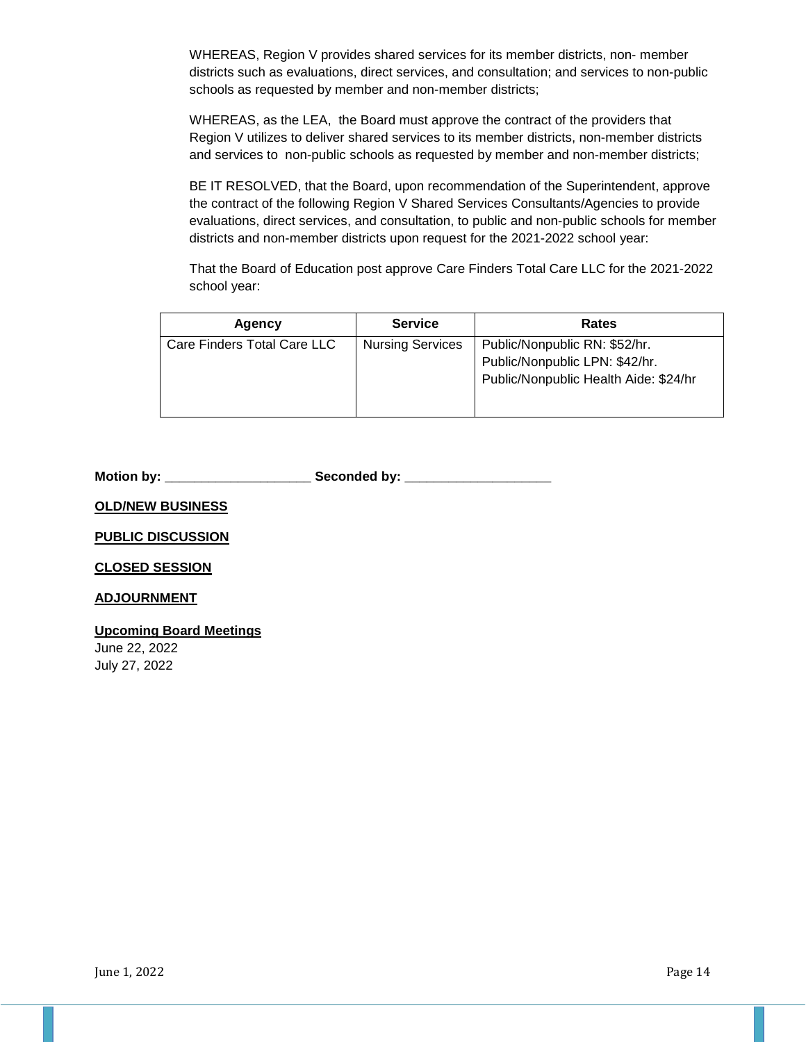WHEREAS, Region V provides shared services for its member districts, non- member districts such as evaluations, direct services, and consultation; and services to non-public schools as requested by member and non-member districts;

WHEREAS, as the LEA, the Board must approve the contract of the providers that Region V utilizes to deliver shared services to its member districts, non-member districts and services to non-public schools as requested by member and non-member districts;

BE IT RESOLVED, that the Board, upon recommendation of the Superintendent, approve the contract of the following Region V Shared Services Consultants/Agencies to provide evaluations, direct services, and consultation, to public and non-public schools for member districts and non-member districts upon request for the 2021-2022 school year:

That the Board of Education post approve Care Finders Total Care LLC for the 2021-2022 school year:

| Agency | Service | Rates |
|---|---|---|
| Care Finders Total Care LLC | Nursing Services | Public/Nonpublic RN: $52/hr.<br>Public/Nonpublic LPN: $42/hr.<br>Public/Nonpublic Health Aide: $24/hr |

**Motion by: ____________________ Seconded by: ____________________**

**<u>OLD/NEW BUSINESS</u>**

**<u>PUBLIC DISCUSSION</u>**

**<u>CLOSED SESSION</u>**

**<u>ADJOURNMENT</u>**

**<u>Upcoming Board Meetings</u>**
June 22, 2022
July 27, 2022